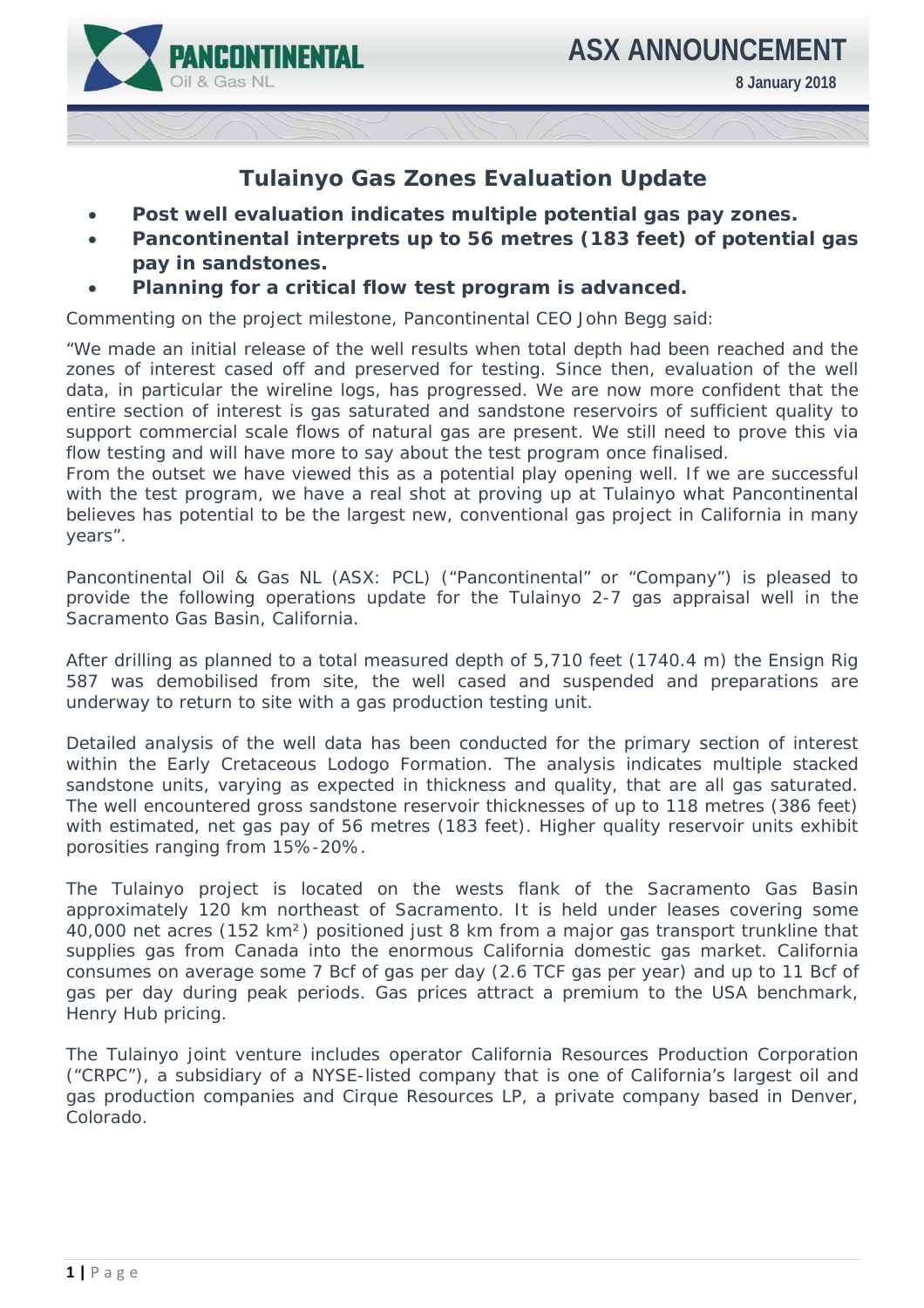PANCONTINENTAL Oil & Gas NL

# ASX ANNOUNCEMENT

**8 January 2018**

## Tulainyo Gas Zones Evaluation Update

- **Post well evaluation indicates multiple potential gas pay zones.**
- **Pancontinental interprets up to 56 metres (183 feet) of potential gas pay in sandstones.**
- **Planning for a critical flow test program is advanced.**

Commenting on the project milestone, Pancontinental CEO John Begg said:

"We made an initial release of the well results when total depth had been reached and the zones of interest cased off and preserved for testing. Since then, evaluation of the well data, in particular the wireline logs, has progressed. We are now more confident that the entire section of interest is gas saturated and sandstone reservoirs of sufficient quality to support commercial scale flows of natural gas are present. We still need to prove this via flow testing and will have more to say about the test program once finalised.
From the outset we have viewed this as a potential play opening well. If we are successful with the test program, we have a real shot at proving up at Tulainyo what Pancontinental believes has potential to be the largest new, conventional gas project in California in many years".

Pancontinental Oil & Gas NL (ASX: PCL) ("Pancontinental" or "Company") is pleased to provide the following operations update for the Tulainyo 2-7 gas appraisal well in the Sacramento Gas Basin, California.

After drilling as planned to a total measured depth of 5,710 feet (1740.4 m) the Ensign Rig 587 was demobilised from site, the well cased and suspended and preparations are underway to return to site with a gas production testing unit.

Detailed analysis of the well data has been conducted for the primary section of interest within the Early Cretaceous Lodogo Formation. The analysis indicates multiple stacked sandstone units, varying as expected in thickness and quality, that are all gas saturated. The well encountered gross sandstone reservoir thicknesses of up to 118 metres (386 feet) with estimated, net gas pay of 56 metres (183 feet). Higher quality reservoir units exhibit porosities ranging from 15%-20%.

The Tulainyo project is located on the wests flank of the Sacramento Gas Basin approximately 120 km northeast of Sacramento. It is held under leases covering some 40,000 net acres (152 km²) positioned just 8 km from a major gas transport trunkline that supplies gas from Canada into the enormous California domestic gas market. California consumes on average some 7 Bcf of gas per day (2.6 TCF gas per year) and up to 11 Bcf of gas per day during peak periods. Gas prices attract a premium to the USA benchmark, Henry Hub pricing.

The Tulainyo joint venture includes operator California Resources Production Corporation ("CRPC"), a subsidiary of a NYSE-listed company that is one of California's largest oil and gas production companies and Cirque Resources LP, a private company based in Denver, Colorado.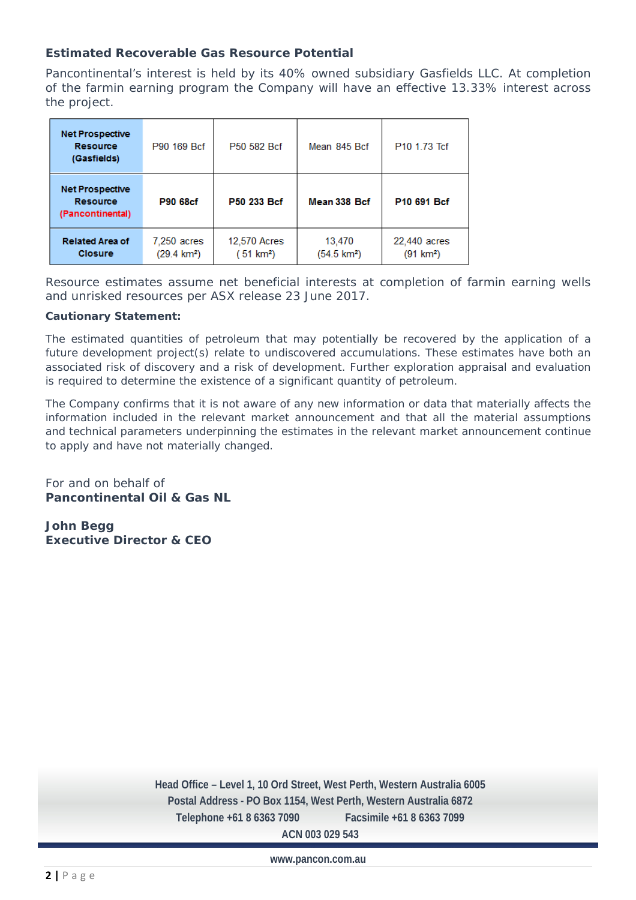**Estimated Recoverable Gas Resource Potential**

Pancontinental's interest is held by its 40% owned subsidiary Gasfields LLC. At completion of the farmin earning program the Company will have an effective 13.33% interest across the project.

| | | | | |
|---|---|---|---|---|
| **Net Prospective Resource (Gasfields)** | P90 169 Bcf | P50 582 Bcf | Mean 845 Bcf | P10 1.73 Tcf |
| **Net Prospective Resource (Pancontinental)** | **P90 68cf** | **P50 233 Bcf** | **Mean 338 Bcf** | **P10 691 Bcf** |
| **Related Area of Closure** | 7,250 acres (29.4 km²) | 12,570 Acres ( 51 km²) | 13,470 (54.5 km²) | 22,440 acres (91 km²) |

Resource estimates assume net beneficial interests at completion of farmin earning wells and unrisked resources per ASX release 23 June 2017.

**Cautionary Statement:**

The estimated quantities of petroleum that may potentially be recovered by the application of a future development project(s) relate to undiscovered accumulations. These estimates have both an associated risk of discovery and a risk of development. Further exploration appraisal and evaluation is required to determine the existence of a significant quantity of petroleum.

The Company confirms that it is not aware of any new information or data that materially affects the information included in the relevant market announcement and that all the material assumptions and technical parameters underpinning the estimates in the relevant market announcement continue to apply and have not materially changed.

For and on behalf of
**Pancontinental Oil & Gas NL**

**John Begg**
**Executive Director & CEO**

Head Office – Level 1, 10 Ord Street, West Perth, Western Australia 6005
Postal Address - PO Box 1154, West Perth, Western Australia 6872
Telephone +61 8 6363 7090 Facsimile +61 8 6363 7099
ACN 003 029 543

www.pancon.com.au